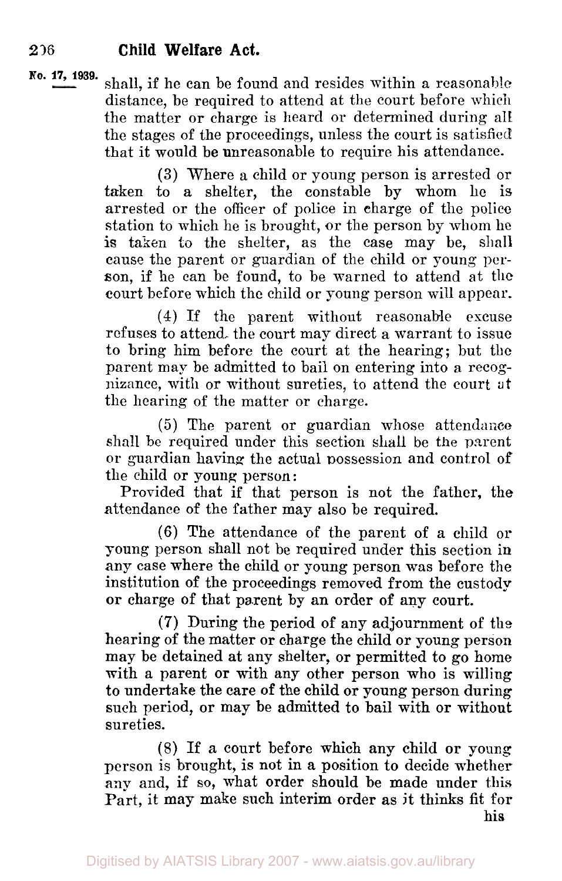shall, if he can be found and resides within a reasonable distance, be required to attend at the court before which the matter or charge is heard or determined during all the stages of the proceedings, unless the court is satisfied that it would be unreasonable to require his attendance.

(3) Where a child or young person is arrested or taken to a shelter, the constable by whom he is arrested or the officer of police in charge of the police station to which he is brought, or the person by whom he is taken to the shelter, as the case may be, shall cause the parent or guardian of the child or young person, if he can be found, to be warned to attend at the court before which the child or young person will appear.

(4) If the parent without reasonable excuse refuses to attend, the court may direct a warrant to issue to bring him before the court at the hearing; but the parent may be admitted to bail on entering into a recognizance, with or without sureties, to attend the court at the hearing of the matter or charge.

(5) The parent or guardian whose attendance shall be required under this section shall be the parent or guardian having the actual possession and control of the child or young person:

Provided that if that person is not the father, the attendance of the father may also be required.

(6) The attendance of the parent of a child or young person shall not be required under this section in any case where the child or young person was before the institution of the proceedings removed from the custody or charge of that parent by an order of any court.

(7) During the period of any adjournment of the hearing of the matter or charge the child or young person may be detained at any shelter, or permitted to go home with a parent or with any other person who is willing to undertake the care of the child or young person during such period, or may be admitted to bail with or without sureties.

(8) If a court before which any child or young person is brought, is not in a position to decide whether any and, if so, what order should be made under this Part, it may make such interim order as it thinks fit for his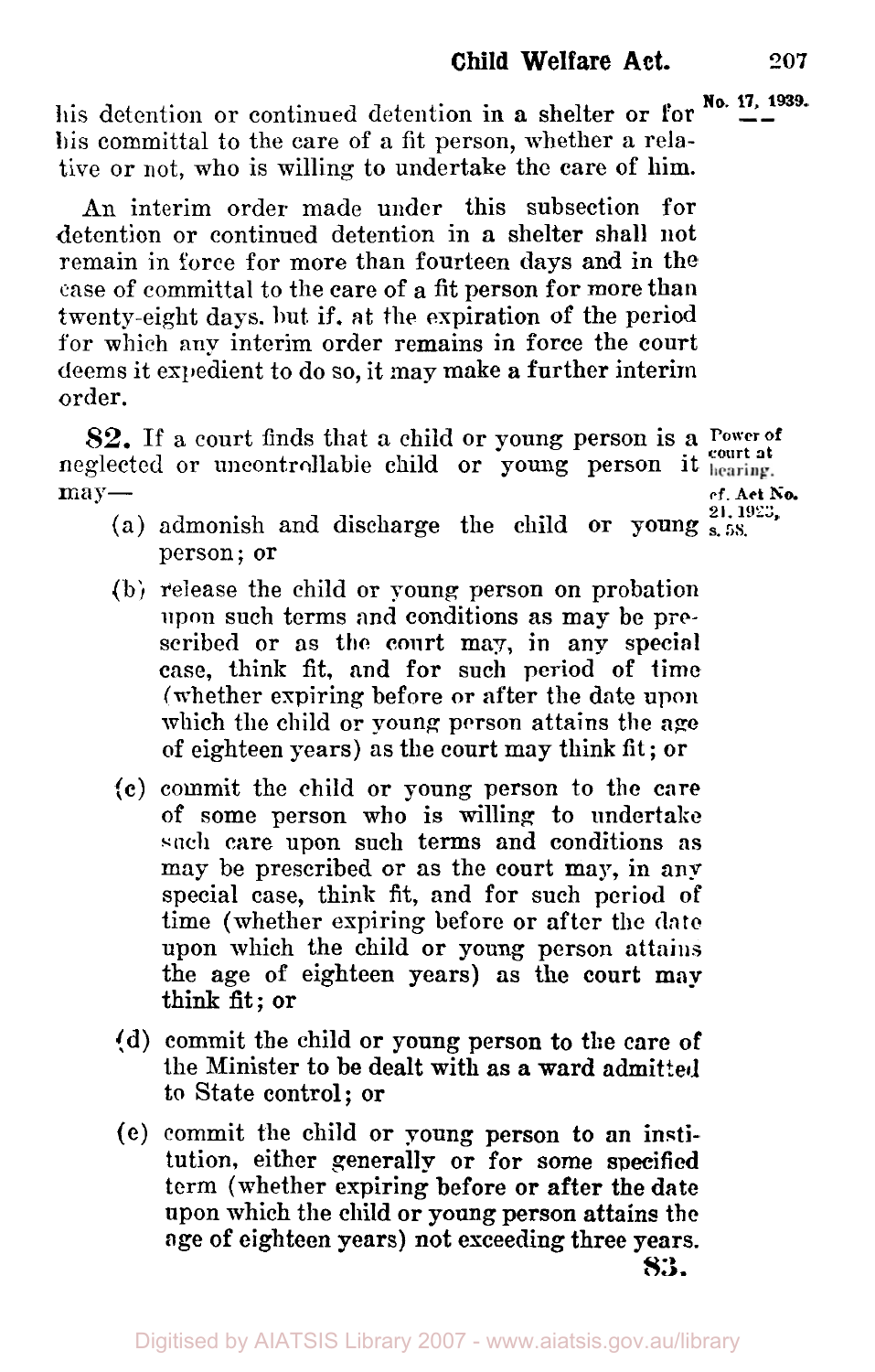his detention or continued detention in a shelter or for his committal to the care of a fit person, whether a relative or not, who is willing to undertake the care of him.

An interim order made under this subsection for detention or continued detention in a shelter shall not remain in force for more than fourteen days and in the case of committal to the care of a fit person for more than twenty-eight days, but if, at the expiration of the period for which any interim order remains in force the court deems it expedient to do so, it may make a further interim order.

**82.** If a court finds that a child or young person is a neglected or uncontrollable child or young person it may—

Power of court at hearing. cf. Act No. 21, 1923, s. 58.

(a) admonish and discharge the child or young person; or

(b) release the child or young person on probation upon such terms and conditions as may be prescribed or as the court may, in any special case, think fit, and for such period of time (whether expiring before or after the date upon which the child or young person attains the age of eighteen years) as the court may think fit; or

(c) commit the child or young person to the care of some person who is willing to undertake such care upon such terms and conditions as may be prescribed or as the court may, in any special case, think fit, and for such period of time (whether expiring before or after the date upon which the child or young person attains the age of eighteen years) as the court may think fit; or

(d) commit the child or young person to the care of the Minister to be dealt with as a ward admitted to State control; or

(e) commit the child or young person to an institution, either generally or for some specified term (whether expiring before or after the date upon which the child or young person attains the age of eighteen years) not exceeding three years.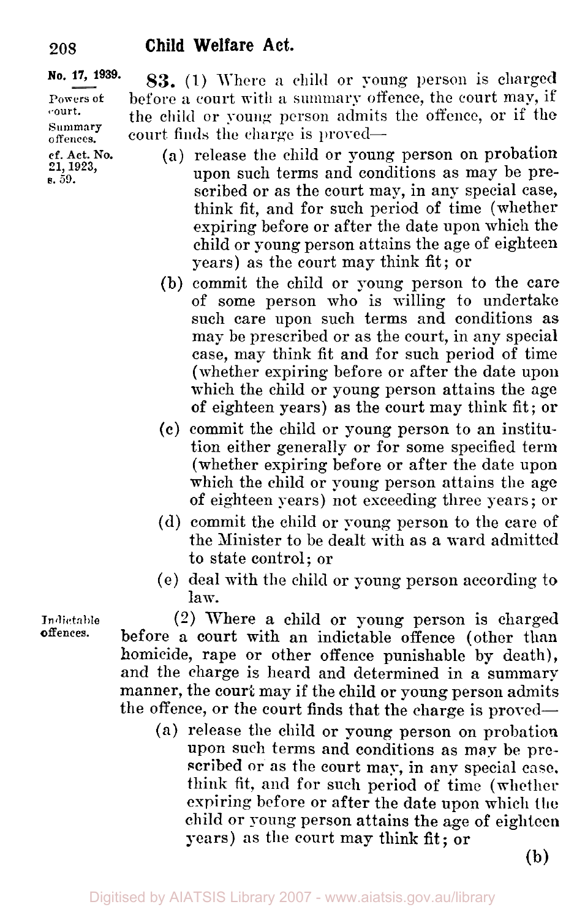No. 17, 1939.

Powers of court.

Summary offences.

cf. Act. No. 21, 1923, s. 59.

**83.** (1) Where a child or young person is charged before a court with a summary offence, the court may, if the child or young person admits the offence, or if the court finds the charge is proved—

(a) release the child or young person on probation upon such terms and conditions as may be prescribed or as the court may, in any special case, think fit, and for such period of time (whether expiring before or after the date upon which the child or young person attains the age of eighteen years) as the court may think fit; or

(b) commit the child or young person to the care of some person who is willing to undertake such care upon such terms and conditions as may be prescribed or as the court, in any special case, may think fit and for such period of time (whether expiring before or after the date upon which the child or young person attains the age of eighteen years) as the court may think fit; or

(c) commit the child or young person to an institution either generally or for some specified term (whether expiring before or after the date upon which the child or young person attains the age of eighteen years) not exceeding three years; or

(d) commit the child or young person to the care of the Minister to be dealt with as a ward admitted to state control; or

(e) deal with the child or young person according to law.

Indictable offences.

(2) Where a child or young person is charged before a court with an indictable offence (other than homicide, rape or other offence punishable by death), and the charge is heard and determined in a summary manner, the court may if the child or young person admits the offence, or the court finds that the charge is proved—

(a) release the child or young person on probation upon such terms and conditions as may be prescribed or as the court may, in any special case, think fit, and for such period of time (whether expiring before or after the date upon which the child or young person attains the age of eighteen years) as the court may think fit; or

(b)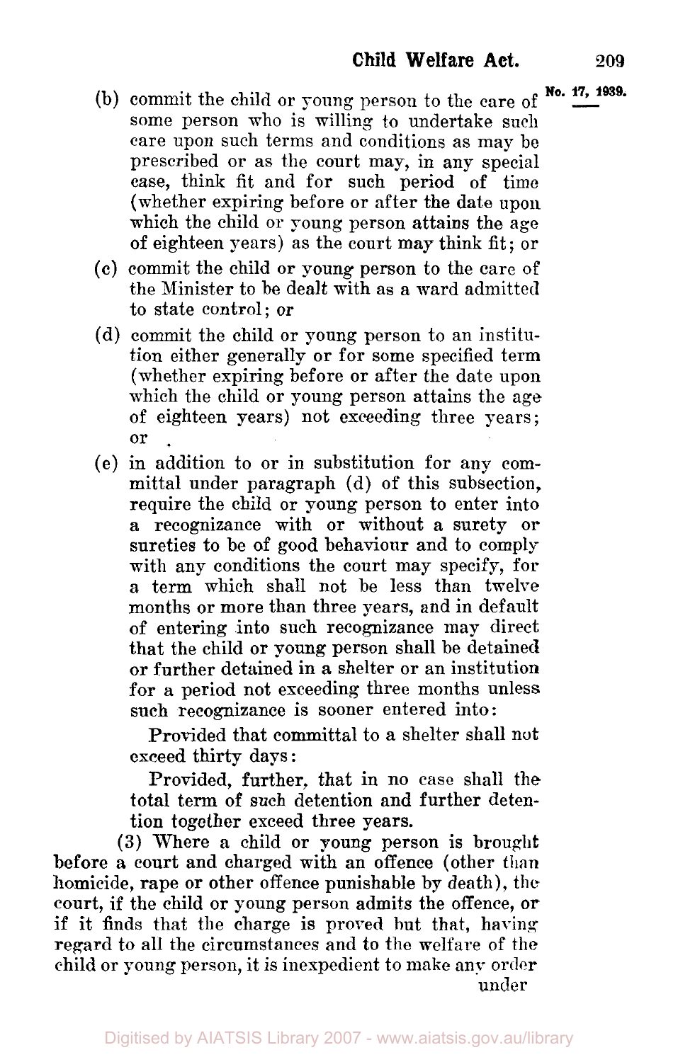(b) commit the child or young person to the care of some person who is willing to undertake such care upon such terms and conditions as may be prescribed or as the court may, in any special case, think fit and for such period of time (whether expiring before or after the date upon which the child or young person attains the age of eighteen years) as the court may think fit; or

(c) commit the child or young person to the care of the Minister to be dealt with as a ward admitted to state control; or

(d) commit the child or young person to an institution either generally or for some specified term (whether expiring before or after the date upon which the child or young person attains the age of eighteen years) not exceeding three years; or

(e) in addition to or in substitution for any committal under paragraph (d) of this subsection, require the child or young person to enter into a recognizance with or without a surety or sureties to be of good behaviour and to comply with any conditions the court may specify, for a term which shall not be less than twelve months or more than three years, and in default of entering into such recognizance may direct that the child or young person shall be detained or further detained in a shelter or an institution for a period not exceeding three months unless such recognizance is sooner entered into:

Provided that committal to a shelter shall not exceed thirty days:

Provided, further, that in no case shall the total term of such detention and further detention together exceed three years.

(3) Where a child or young person is brought before a court and charged with an offence (other than homicide, rape or other offence punishable by death), the court, if the child or young person admits the offence, or if it finds that the charge is proved but that, having regard to all the circumstances and to the welfare of the child or young person, it is inexpedient to make any order under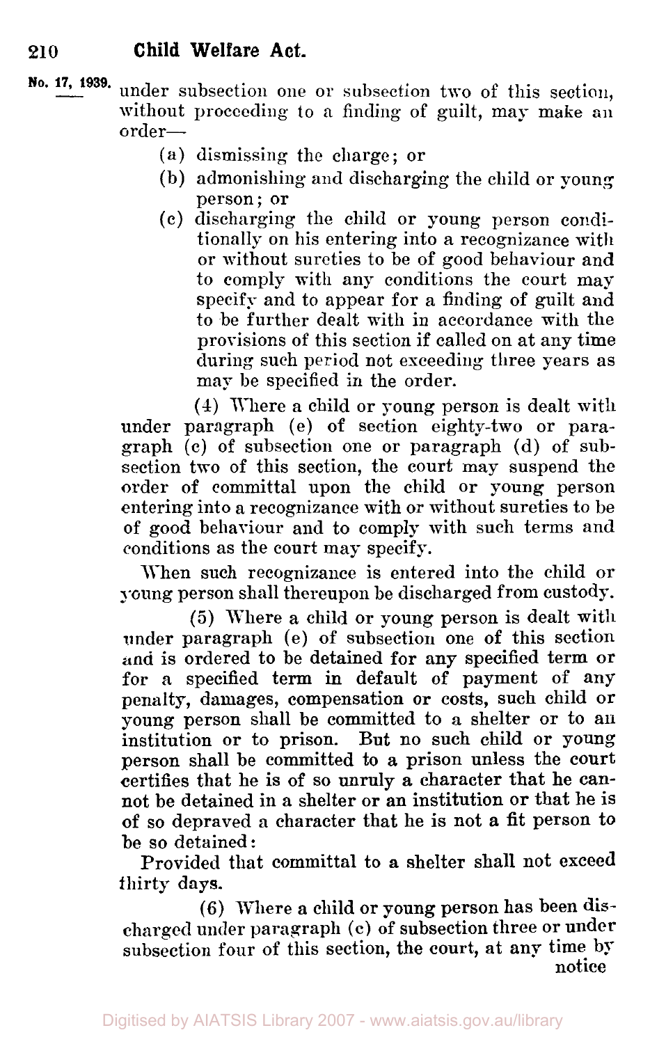under subsection one or subsection two of this section, without proceeding to a finding of guilt, may make an order—

(a) dismissing the charge; or

(b) admonishing and discharging the child or young person; or

(c) discharging the child or young person conditionally on his entering into a recognizance with or without sureties to be of good behaviour and to comply with any conditions the court may specify and to appear for a finding of guilt and to be further dealt with in accordance with the provisions of this section if called on at any time during such period not exceeding three years as may be specified in the order.

(4) Where a child or young person is dealt with under paragraph (e) of section eighty-two or paragraph (c) of subsection one or paragraph (d) of subsection two of this section, the court may suspend the order of committal upon the child or young person entering into a recognizance with or without sureties to be of good behaviour and to comply with such terms and conditions as the court may specify.

When such recognizance is entered into the child or young person shall thereupon be discharged from custody.

(5) Where a child or young person is dealt with under paragraph (e) of subsection one of this section and is ordered to be detained for any specified term or for a specified term in default of payment of any penalty, damages, compensation or costs, such child or young person shall be committed to a shelter or to an institution or to prison. But no such child or young person shall be committed to a prison unless the court certifies that he is of so unruly a character that he cannot be detained in a shelter or an institution or that he is of so depraved a character that he is not a fit person to be so detained:

Provided that committal to a shelter shall not exceed thirty days.

(6) Where a child or young person has been discharged under paragraph (c) of subsection three or under subsection four of this section, the court, at any time by notice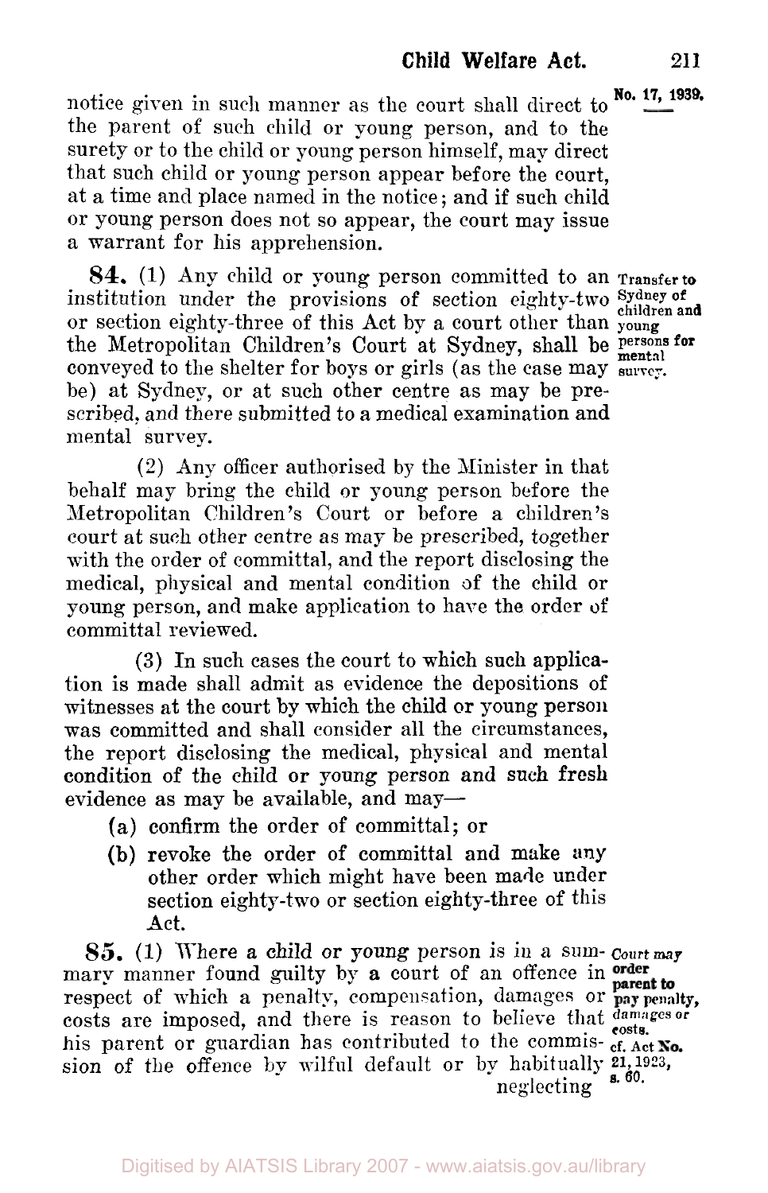notice given in such manner as the court shall direct to the parent of such child or young person, and to the surety or to the child or young person himself, may direct that such child or young person appear before the court, at a time and place named in the notice; and if such child or young person does not so appear, the court may issue a warrant for his apprehension.

**84.** (1) Any child or young person committed to an institution under the provisions of section eighty-two or section eighty-three of this Act by a court other than the Metropolitan Children's Court at Sydney, shall be conveyed to the shelter for boys or girls (as the case may be) at Sydney, or at such other centre as may be prescribed, and there submitted to a medical examination and mental survey.

*Transfer to Sydney of children and young persons for mental survey.*

(2) Any officer authorised by the Minister in that behalf may bring the child or young person before the Metropolitan Children's Court or before a children's court at such other centre as may be prescribed, together with the order of committal, and the report disclosing the medical, physical and mental condition of the child or young person, and make application to have the order of committal reviewed.

(3) In such cases the court to which such application is made shall admit as evidence the depositions of witnesses at the court by which the child or young person was committed and shall consider all the circumstances, the report disclosing the medical, physical and mental condition of the child or young person and such fresh evidence as may be available, and may—

(a) confirm the order of committal; or

(b) revoke the order of committal and make any other order which might have been made under section eighty-two or section eighty-three of this Act.

**85.** (1) Where a child or young person is in a summary manner found guilty by a court of an offence in respect of which a penalty, compensation, damages or costs are imposed, and there is reason to believe that his parent or guardian has contributed to the commission of the offence by wilful default or by habitually neglecting

*Court may order parent to pay penalty, damages or costs. cf. Act No. 21, 1923, s. 60.*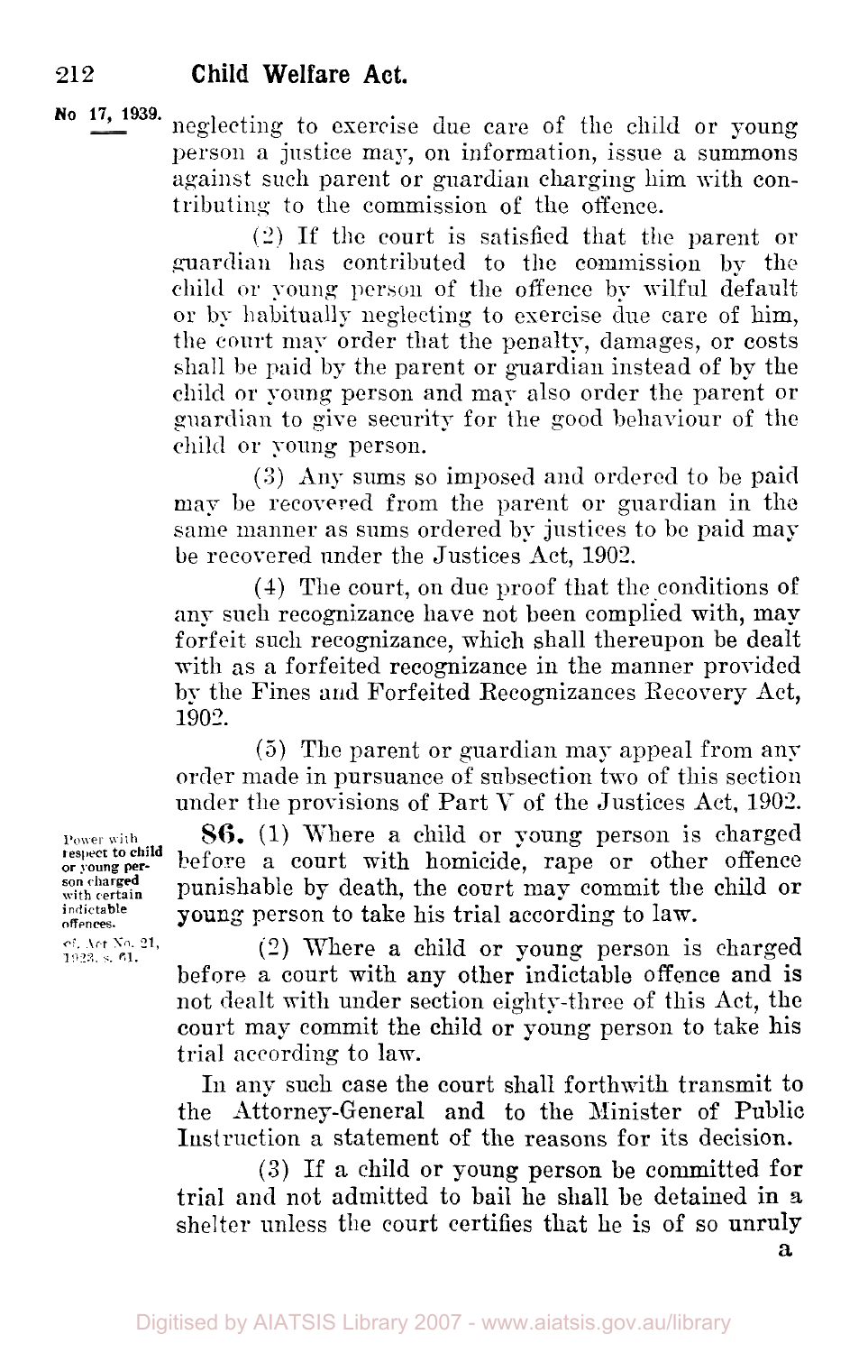No 17, 1939.

neglecting to exercise due care of the child or young person a justice may, on information, issue a summons against such parent or guardian charging him with contributing to the commission of the offence.

(2) If the court is satisfied that the parent or guardian has contributed to the commission by the child or young person of the offence by wilful default or by habitually neglecting to exercise due care of him, the court may order that the penalty, damages, or costs shall be paid by the parent or guardian instead of by the child or young person and may also order the parent or guardian to give security for the good behaviour of the child or young person.

(3) Any sums so imposed and ordered to be paid may be recovered from the parent or guardian in the same manner as sums ordered by justices to be paid may be recovered under the Justices Act, 1902.

(4) The court, on due proof that the conditions of any such recognizance have not been complied with, may forfeit such recognizance, which shall thereupon be dealt with as a forfeited recognizance in the manner provided by the Fines and Forfeited Recognizances Recovery Act, 1902.

(5) The parent or guardian may appeal from any order made in pursuance of subsection two of this section under the provisions of Part V of the Justices Act, 1902.

Power with respect to child or young person charged with certain indictable offences.
cf. Act No. 21, 1923, s. 61.

**86.** (1) Where a child or young person is charged before a court with homicide, rape or other offence punishable by death, the court may commit the child or young person to take his trial according to law.

(2) Where a child or young person is charged before a court with any other indictable offence and is not dealt with under section eighty-three of this Act, the court may commit the child or young person to take his trial according to law.

In any such case the court shall forthwith transmit to the Attorney-General and to the Minister of Public Instruction a statement of the reasons for its decision.

(3) If a child or young person be committed for trial and not admitted to bail he shall be detained in a shelter unless the court certifies that he is of so unruly a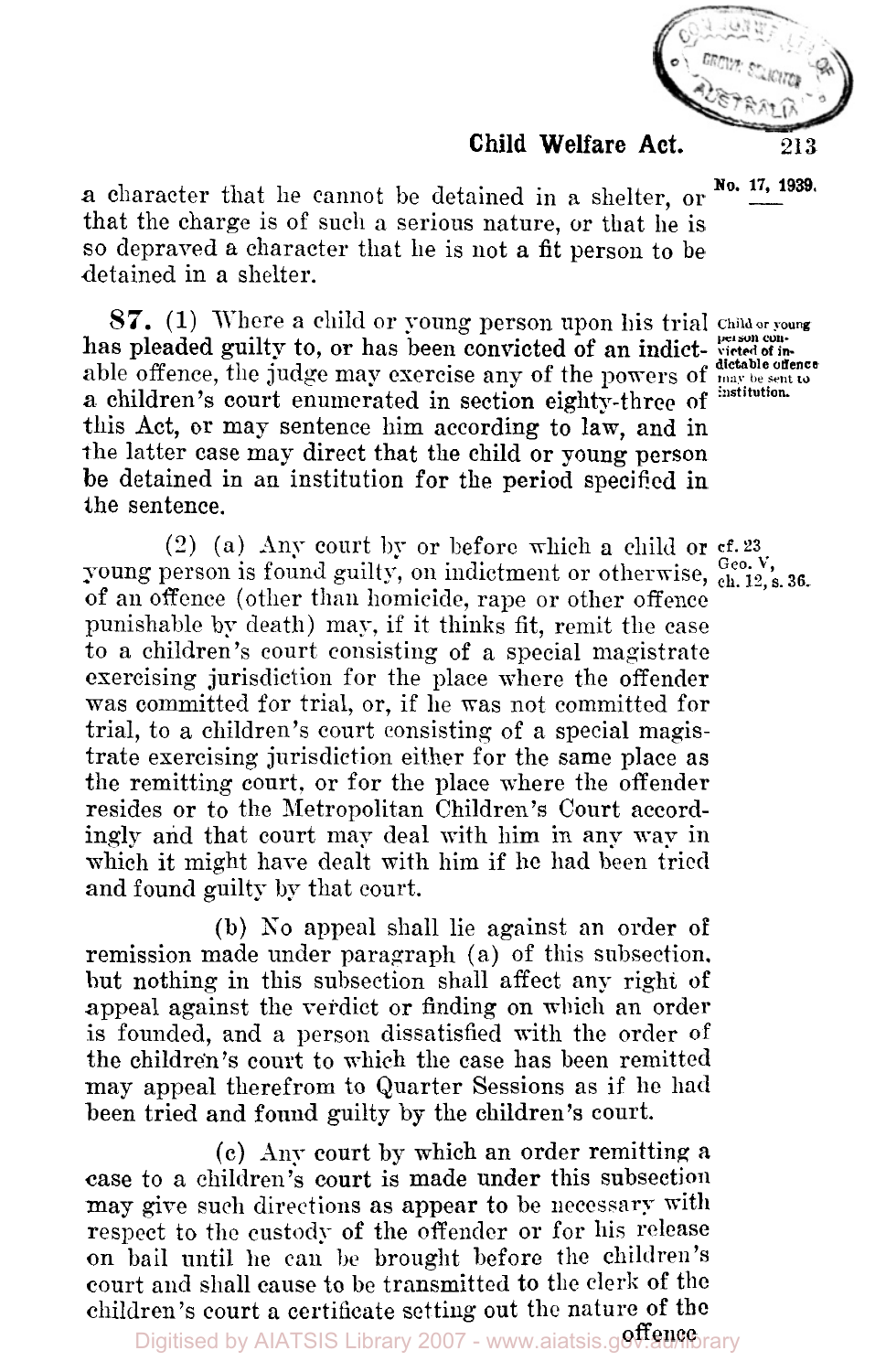a character that he cannot be detained in a shelter, or that the charge is of such a serious nature, or that he is so depraved a character that he is not a fit person to be detained in a shelter.

**87.** (1) Where a child or young person upon his trial has pleaded guilty to, or has been convicted of an indictable offence, the judge may exercise any of the powers of a children's court enumerated in section eighty-three of this Act, or may sentence him according to law, and in the latter case may direct that the child or young person be detained in an institution for the period specified in the sentence.

Child or young person convicted of indictable offence may be sent to institution.

(2) (a) Any court by or before which a child or young person is found guilty, on indictment or otherwise, of an offence (other than homicide, rape or other offence punishable by death) may, if it thinks fit, remit the case to a children's court consisting of a special magistrate exercising jurisdiction for the place where the offender was committed for trial, or, if he was not committed for trial, to a children's court consisting of a special magistrate exercising jurisdiction either for the same place as the remitting court, or for the place where the offender resides or to the Metropolitan Children's Court accordingly and that court may deal with him in any way in which it might have dealt with him if he had been tried and found guilty by that court.

cf. 23 Geo. V, ch. 12, s. 36.

(b) No appeal shall lie against an order of remission made under paragraph (a) of this subsection, but nothing in this subsection shall affect any right of appeal against the verdict or finding on which an order is founded, and a person dissatisfied with the order of the children's court to which the case has been remitted may appeal therefrom to Quarter Sessions as if he had been tried and found guilty by the children's court.

(c) Any court by which an order remitting a case to a children's court is made under this subsection may give such directions as appear to be necessary with respect to the custody of the offender or for his release on bail until he can be brought before the children's court and shall cause to be transmitted to the clerk of the children's court a certificate setting out the nature of the offence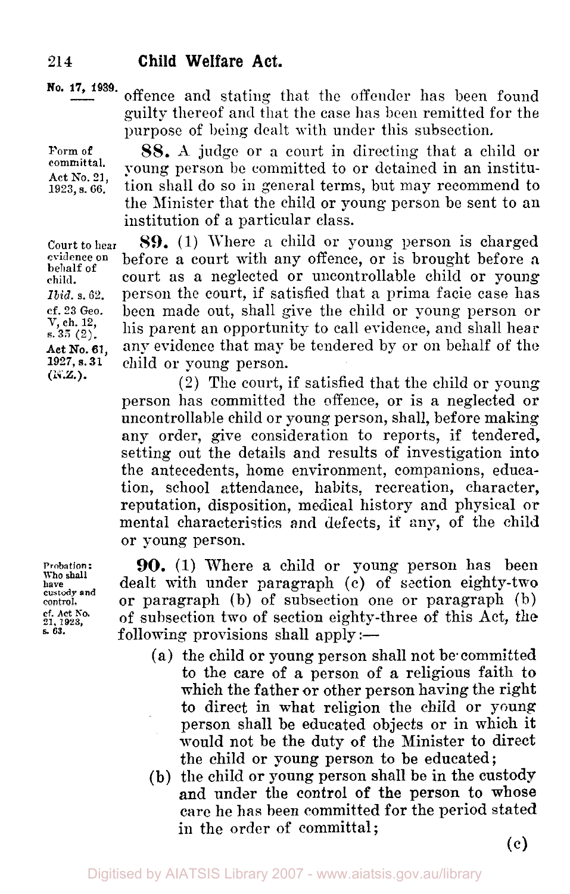offence and stating that the offender has been found guilty thereof and that the case has been remitted for the purpose of being dealt with under this subsection.

Form of committal. Act No. 21, 1923, s. 66.

**88.** A judge or a court in directing that a child or young person be committed to or detained in an institution shall do so in general terms, but may recommend to the Minister that the child or young person be sent to an institution of a particular class.

Court to hear evidence on behalf of child. *Ibid.* s. 62. cf. 23 Geo. V, ch. 12, s. 35 (2). Act No. 61, 1927, s. 31 (N.Z.).

**89.** (1) Where a child or young person is charged before a court with any offence, or is brought before a court as a neglected or uncontrollable child or young person the court, if satisfied that a prima facie case has been made out, shall give the child or young person or his parent an opportunity to call evidence, and shall hear any evidence that may be tendered by or on behalf of the child or young person.

(2) The court, if satisfied that the child or young person has committed the offence, or is a neglected or uncontrollable child or young person, shall, before making any order, give consideration to reports, if tendered, setting out the details and results of investigation into the antecedents, home environment, companions, education, school attendance, habits, recreation, character, reputation, disposition, medical history and physical or mental characteristics and defects, if any, of the child or young person.

Probation: Who shall have custody and control. cf. Act No. 21, 1923, s. 63.

**90.** (1) Where a child or young person has been dealt with under paragraph (c) of section eighty-two or paragraph (b) of subsection one or paragraph (b) of subsection two of section eighty-three of this Act, the following provisions shall apply:—

(a) the child or young person shall not be committed to the care of a person of a religious faith to which the father or other person having the right to direct in what religion the child or young person shall be educated objects or in which it would not be the duty of the Minister to direct the child or young person to be educated;

(b) the child or young person shall be in the custody and under the control of the person to whose care he has been committed for the period stated in the order of committal;

(c)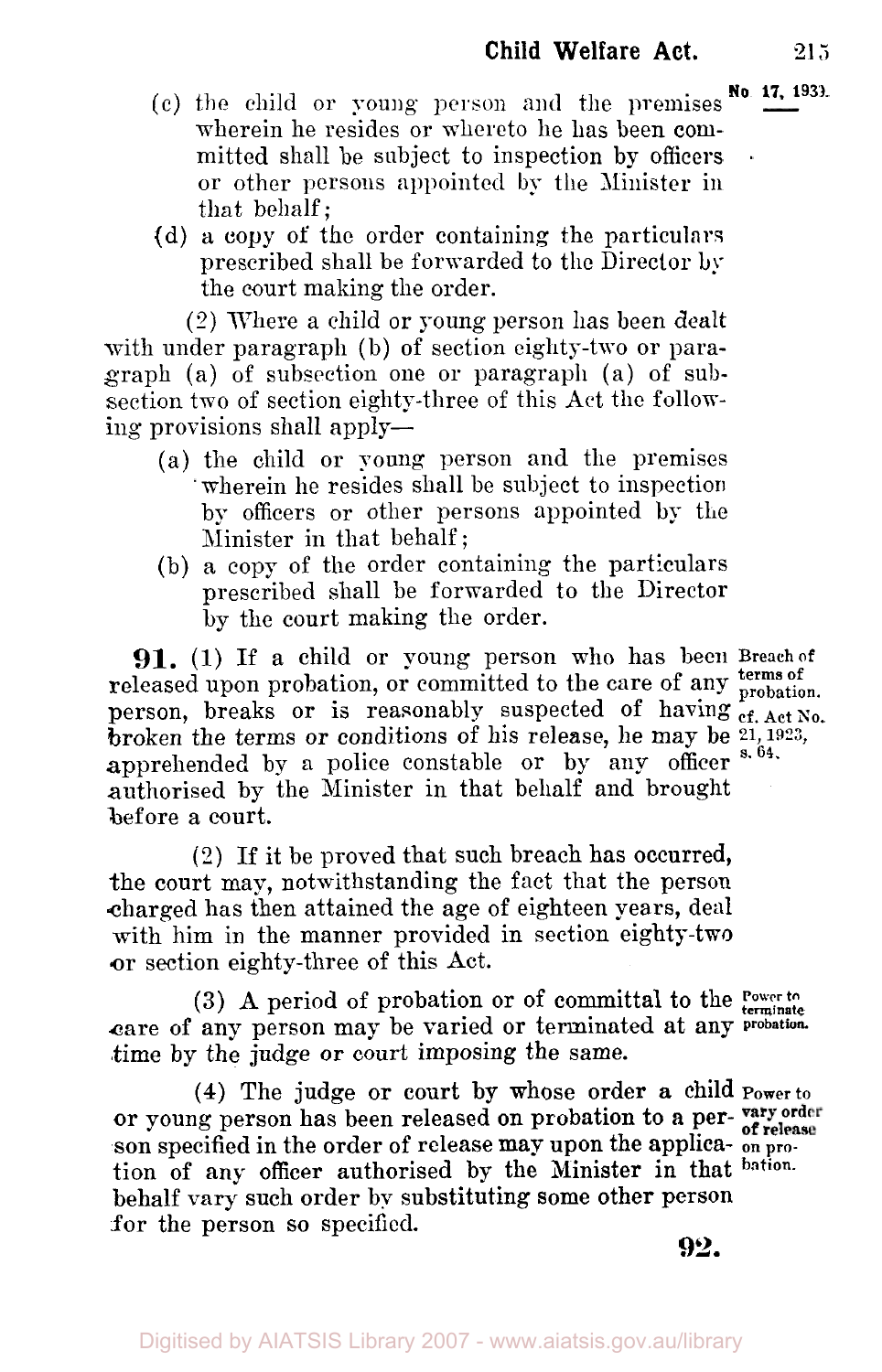(c) the child or young person and the premises wherein he resides or whereto he has been committed shall be subject to inspection by officers or other persons appointed by the Minister in that behalf;

(d) a copy of the order containing the particulars prescribed shall be forwarded to the Director by the court making the order.

(2) Where a child or young person has been dealt with under paragraph (b) of section eighty-two or paragraph (a) of subsection one or paragraph (a) of subsection two of section eighty-three of this Act the following provisions shall apply—

(a) the child or young person and the premises wherein he resides shall be subject to inspection by officers or other persons appointed by the Minister in that behalf;

(b) a copy of the order containing the particulars prescribed shall be forwarded to the Director by the court making the order.

**Breach of terms of probation.** cf. Act No. 21, 1923, s. 64.

**91.** (1) If a child or young person who has been released upon probation, or committed to the care of any person, breaks or is reasonably suspected of having broken the terms or conditions of his release, he may be apprehended by a police constable or by any officer authorised by the Minister in that behalf and brought before a court.

(2) If it be proved that such breach has occurred, the court may, notwithstanding the fact that the person charged has then attained the age of eighteen years, deal with him in the manner provided in section eighty-two or section eighty-three of this Act.

**Power to terminate probation.**

(3) A period of probation or of committal to the care of any person may be varied or terminated at any time by the judge or court imposing the same.

**Power to vary order of release on probation.**

(4) The judge or court by whose order a child or young person has been released on probation to a person specified in the order of release may upon the application of any officer authorised by the Minister in that behalf vary such order by substituting some other person for the person so specified.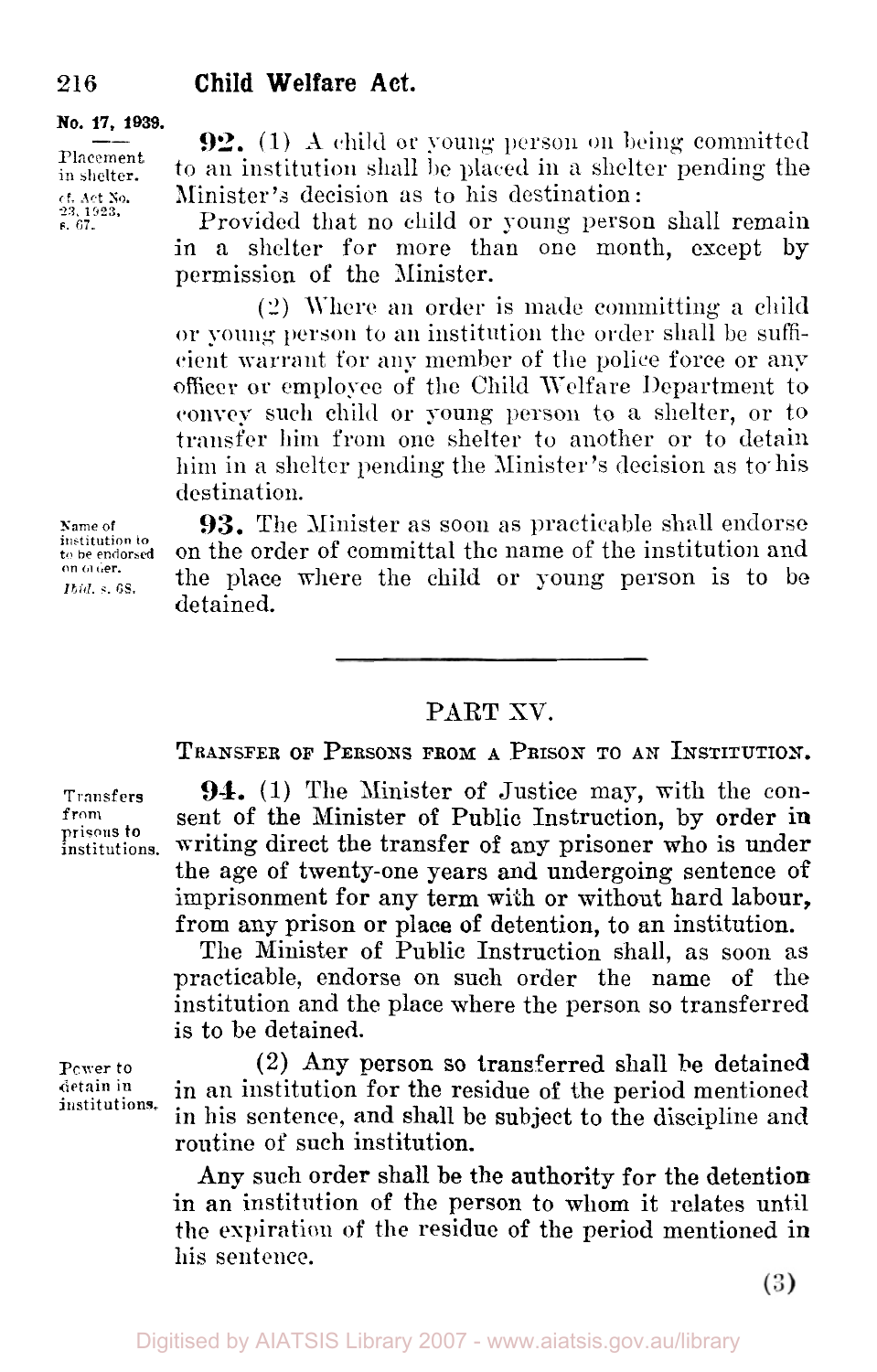No. 17, 1939.

Placement in shelter. cf. Act No. 23, 1923, s. 67.

**92.** (1) A child or young person on being committed to an institution shall be placed in a shelter pending the Minister's decision as to his destination:

Provided that no child or young person shall remain in a shelter for more than one month, except by permission of the Minister.

(2) Where an order is made committing a child or young person to an institution the order shall be sufficient warrant for any member of the police force or any officer or employee of the Child Welfare Department to convey such child or young person to a shelter, or to transfer him from one shelter to another or to detain him in a shelter pending the Minister's decision as to his destination.

Name of institution to be endorsed on order. *Ibid.* s. 68.

**93.** The Minister as soon as practicable shall endorse on the order of committal the name of the institution and the place where the child or young person is to be detained.

---

## PART XV.

### TRANSFER OF PERSONS FROM A PRISON TO AN INSTITUTION.

Transfers from prisons to institutions.

**94.** (1) The Minister of Justice may, with the consent of the Minister of Public Instruction, by order in writing direct the transfer of any prisoner who is under the age of twenty-one years and undergoing sentence of imprisonment for any term with or without hard labour, from any prison or place of detention, to an institution.

The Minister of Public Instruction shall, as soon as practicable, endorse on such order the name of the institution and the place where the person so transferred is to be detained.

Power to detain in institutions.

(2) Any person so transferred shall be detained in an institution for the residue of the period mentioned in his sentence, and shall be subject to the discipline and routine of such institution.

Any such order shall be the authority for the detention in an institution of the person to whom it relates until the expiration of the residue of the period mentioned in his sentence.

(3)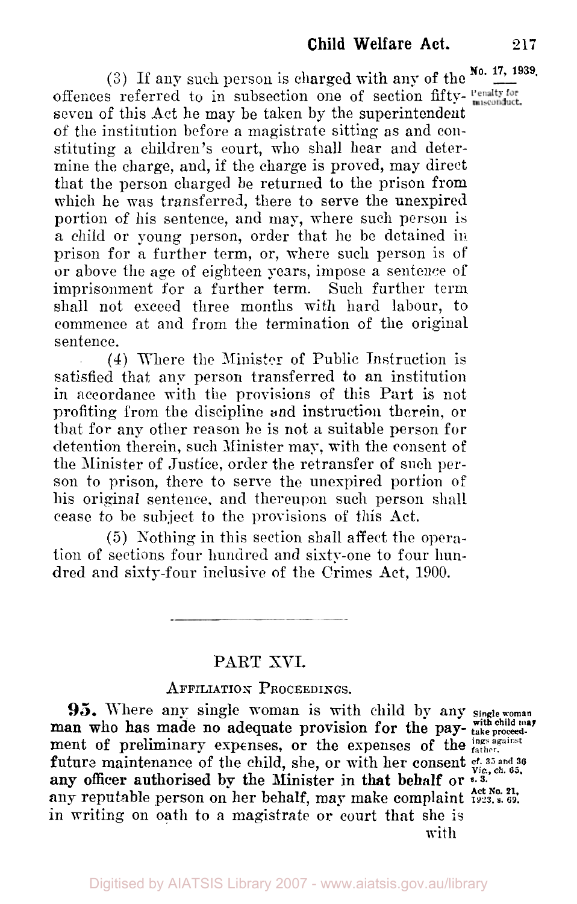No. 17, 1939.

Penalty for misconduct.

(3) If any such person is charged with any of the offences referred to in subsection one of section fifty-seven of this Act he may be taken by the superintendent of the institution before a magistrate sitting as and constituting a children's court, who shall hear and determine the charge, and, if the charge is proved, may direct that the person charged be returned to the prison from which he was transferred, there to serve the unexpired portion of his sentence, and may, where such person is a child or young person, order that he be detained in prison for a further term, or, where such person is of or above the age of eighteen years, impose a sentence of imprisonment for a further term. Such further term shall not exceed three months with hard labour, to commence at and from the termination of the original sentence.

(4) Where the Minister of Public Instruction is satisfied that any person transferred to an institution in accordance with the provisions of this Part is not profiting from the discipline and instruction therein, or that for any other reason he is not a suitable person for detention therein, such Minister may, with the consent of the Minister of Justice, order the retransfer of such person to prison, there to serve the unexpired portion of his original sentence, and thereupon such person shall cease to be subject to the provisions of this Act.

(5) Nothing in this section shall affect the operation of sections four hundred and sixty-one to four hundred and sixty-four inclusive of the Crimes Act, 1900.

---

## PART XVI.

### AFFILIATION PROCEEDINGS.

Single woman with child may take proceedings against father. cf. 35 and 36 Vic., ch. 65, s. 3. Act No. 21, 1923, s. 69.

**95.** Where any single woman is with child by any **man who has made no adequate provision for the payment of preliminary expenses, or the expenses of the future maintenance of the child, she, or with her consent any officer authorised by the Minister in that behalf or** any reputable person on her behalf, may make complaint in writing on oath to a magistrate or court that she is with